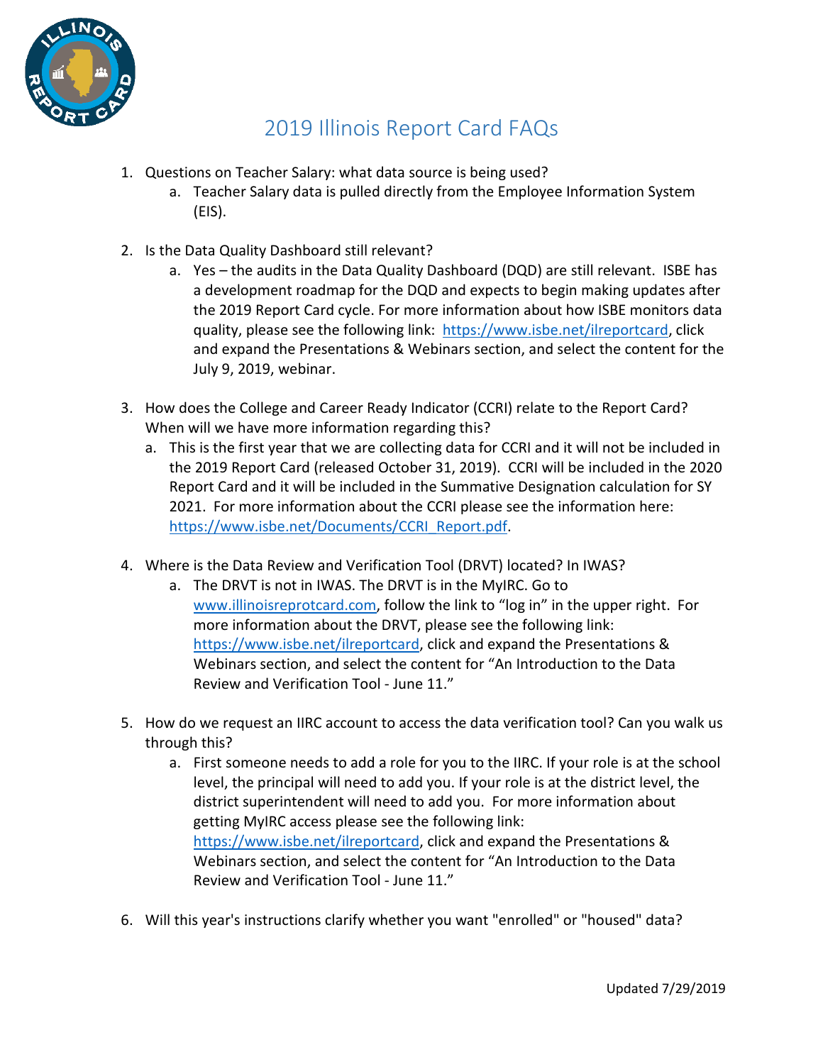# 2019 Illinois Report Card FAQs

1. Questions on Teacher Salary: what data source is being used?
    a. Teacher Salary data is pulled directly from the Employee Information System (EIS).

2. Is the Data Quality Dashboard still relevant?
    a. Yes – the audits in the Data Quality Dashboard (DQD) are still relevant. ISBE has a development roadmap for the DQD and expects to begin making updates after the 2019 Report Card cycle. For more information about how ISBE monitors data quality, please see the following link: https://www.isbe.net/ilreportcard, click and expand the Presentations & Webinars section, and select the content for the July 9, 2019, webinar.

3. How does the College and Career Ready Indicator (CCRI) relate to the Report Card? When will we have more information regarding this?
    a. This is the first year that we are collecting data for CCRI and it will not be included in the 2019 Report Card (released October 31, 2019). CCRI will be included in the 2020 Report Card and it will be included in the Summative Designation calculation for SY 2021. For more information about the CCRI please see the information here: https://www.isbe.net/Documents/CCRI_Report.pdf.

4. Where is the Data Review and Verification Tool (DRVT) located? In IWAS?
    a. The DRVT is not in IWAS. The DRVT is in the MyIRC. Go to www.illinoisreprotcard.com, follow the link to "log in" in the upper right. For more information about the DRVT, please see the following link: https://www.isbe.net/ilreportcard, click and expand the Presentations & Webinars section, and select the content for "An Introduction to the Data Review and Verification Tool - June 11."

5. How do we request an IIRC account to access the data verification tool? Can you walk us through this?
    a. First someone needs to add a role for you to the IIRC. If your role is at the school level, the principal will need to add you. If your role is at the district level, the district superintendent will need to add you. For more information about getting MyIRC access please see the following link: https://www.isbe.net/ilreportcard, click and expand the Presentations & Webinars section, and select the content for "An Introduction to the Data Review and Verification Tool - June 11."

6. Will this year's instructions clarify whether you want "enrolled" or "housed" data?

Updated 7/29/2019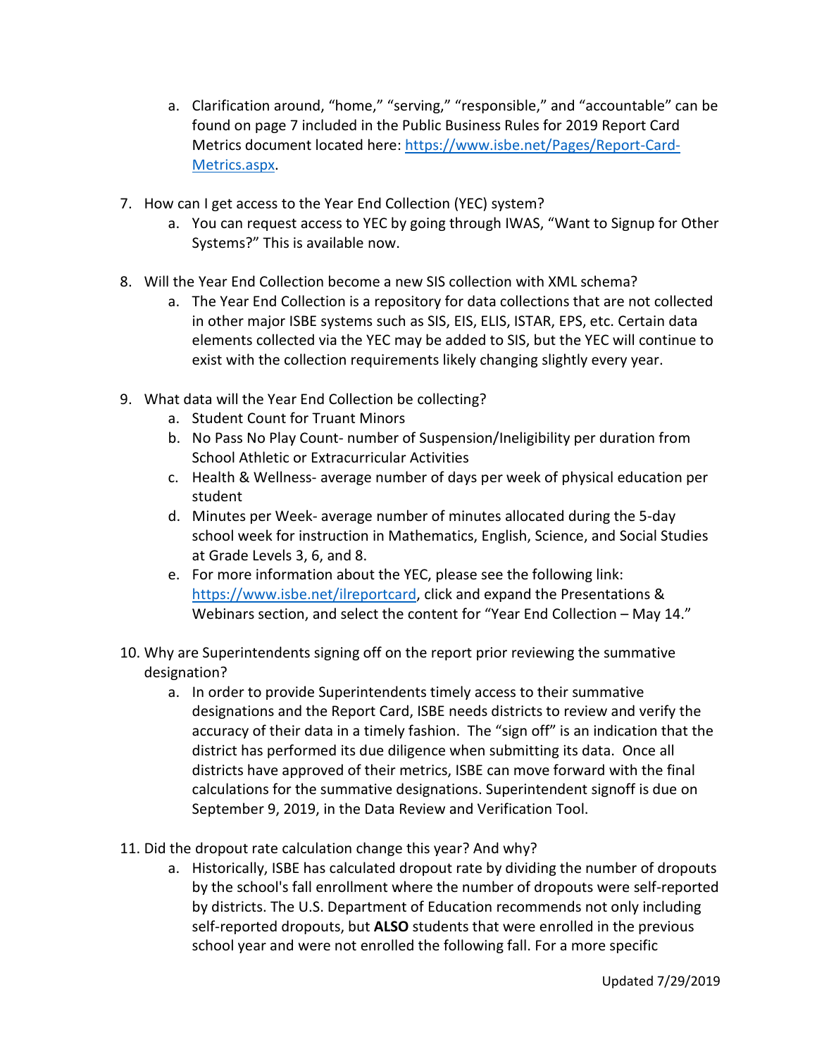a. Clarification around, "home," "serving," "responsible," and "accountable" can be found on page 7 included in the Public Business Rules for 2019 Report Card Metrics document located here: https://www.isbe.net/Pages/Report-Card-Metrics.aspx.

7. How can I get access to the Year End Collection (YEC) system?
   a. You can request access to YEC by going through IWAS, "Want to Signup for Other Systems?" This is available now.

8. Will the Year End Collection become a new SIS collection with XML schema?
   a. The Year End Collection is a repository for data collections that are not collected in other major ISBE systems such as SIS, EIS, ELIS, ISTAR, EPS, etc. Certain data elements collected via the YEC may be added to SIS, but the YEC will continue to exist with the collection requirements likely changing slightly every year.

9. What data will the Year End Collection be collecting?
   a. Student Count for Truant Minors
   b. No Pass No Play Count- number of Suspension/Ineligibility per duration from School Athletic or Extracurricular Activities
   c. Health & Wellness- average number of days per week of physical education per student
   d. Minutes per Week- average number of minutes allocated during the 5-day school week for instruction in Mathematics, English, Science, and Social Studies at Grade Levels 3, 6, and 8.
   e. For more information about the YEC, please see the following link: https://www.isbe.net/ilreportcard, click and expand the Presentations & Webinars section, and select the content for "Year End Collection – May 14."

10. Why are Superintendents signing off on the report prior reviewing the summative designation?
    a. In order to provide Superintendents timely access to their summative designations and the Report Card, ISBE needs districts to review and verify the accuracy of their data in a timely fashion. The "sign off" is an indication that the district has performed its due diligence when submitting its data. Once all districts have approved of their metrics, ISBE can move forward with the final calculations for the summative designations. Superintendent signoff is due on September 9, 2019, in the Data Review and Verification Tool.

11. Did the dropout rate calculation change this year? And why?
    a. Historically, ISBE has calculated dropout rate by dividing the number of dropouts by the school's fall enrollment where the number of dropouts were self-reported by districts. The U.S. Department of Education recommends not only including self-reported dropouts, but **ALSO** students that were enrolled in the previous school year and were not enrolled the following fall. For a more specific

Updated 7/29/2019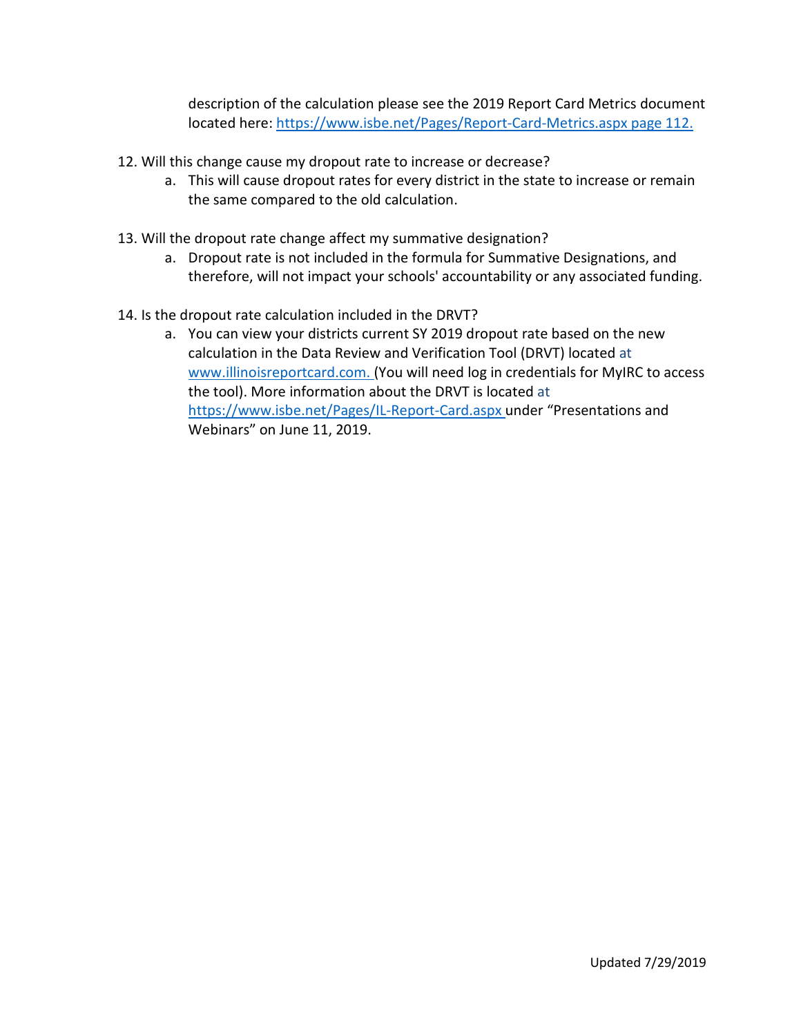description of the calculation please see the 2019 Report Card Metrics document located here: https://www.isbe.net/Pages/Report-Card-Metrics.aspx page 112.

12. Will this change cause my dropout rate to increase or decrease?
    a. This will cause dropout rates for every district in the state to increase or remain the same compared to the old calculation.

13. Will the dropout rate change affect my summative designation?
    a. Dropout rate is not included in the formula for Summative Designations, and therefore, will not impact your schools' accountability or any associated funding.

14. Is the dropout rate calculation included in the DRVT?
    a. You can view your districts current SY 2019 dropout rate based on the new calculation in the Data Review and Verification Tool (DRVT) located at www.illinoisreportcard.com. (You will need log in credentials for MyIRC to access the tool). More information about the DRVT is located at https://www.isbe.net/Pages/IL-Report-Card.aspx under "Presentations and Webinars" on June 11, 2019.

Updated 7/29/2019